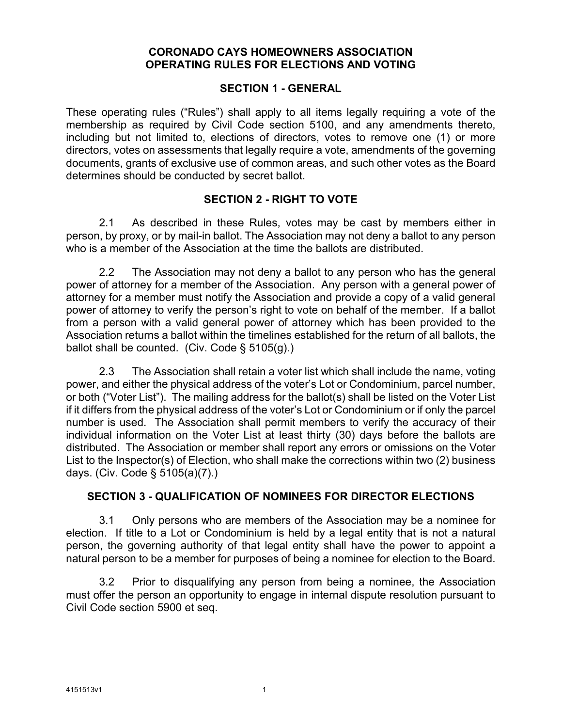# CORONADO CAYS HOMEOWNERS ASSOCIATION
# OPERATING RULES FOR ELECTIONS AND VOTING

## SECTION 1 - GENERAL

These operating rules ("Rules") shall apply to all items legally requiring a vote of the membership as required by Civil Code section 5100, and any amendments thereto, including but not limited to, elections of directors, votes to remove one (1) or more directors, votes on assessments that legally require a vote, amendments of the governing documents, grants of exclusive use of common areas, and such other votes as the Board determines should be conducted by secret ballot.

## SECTION 2 - RIGHT TO VOTE

2.1 As described in these Rules, votes may be cast by members either in person, by proxy, or by mail-in ballot. The Association may not deny a ballot to any person who is a member of the Association at the time the ballots are distributed.

2.2 The Association may not deny a ballot to any person who has the general power of attorney for a member of the Association. Any person with a general power of attorney for a member must notify the Association and provide a copy of a valid general power of attorney to verify the person's right to vote on behalf of the member. If a ballot from a person with a valid general power of attorney which has been provided to the Association returns a ballot within the timelines established for the return of all ballots, the ballot shall be counted. (Civ. Code § 5105(g).)

2.3 The Association shall retain a voter list which shall include the name, voting power, and either the physical address of the voter's Lot or Condominium, parcel number, or both ("Voter List"). The mailing address for the ballot(s) shall be listed on the Voter List if it differs from the physical address of the voter's Lot or Condominium or if only the parcel number is used. The Association shall permit members to verify the accuracy of their individual information on the Voter List at least thirty (30) days before the ballots are distributed. The Association or member shall report any errors or omissions on the Voter List to the Inspector(s) of Election, who shall make the corrections within two (2) business days. (Civ. Code § 5105(a)(7).)

## SECTION 3 - QUALIFICATION OF NOMINEES FOR DIRECTOR ELECTIONS

3.1 Only persons who are members of the Association may be a nominee for election. If title to a Lot or Condominium is held by a legal entity that is not a natural person, the governing authority of that legal entity shall have the power to appoint a natural person to be a member for purposes of being a nominee for election to the Board.

3.2 Prior to disqualifying any person from being a nominee, the Association must offer the person an opportunity to engage in internal dispute resolution pursuant to Civil Code section 5900 et seq.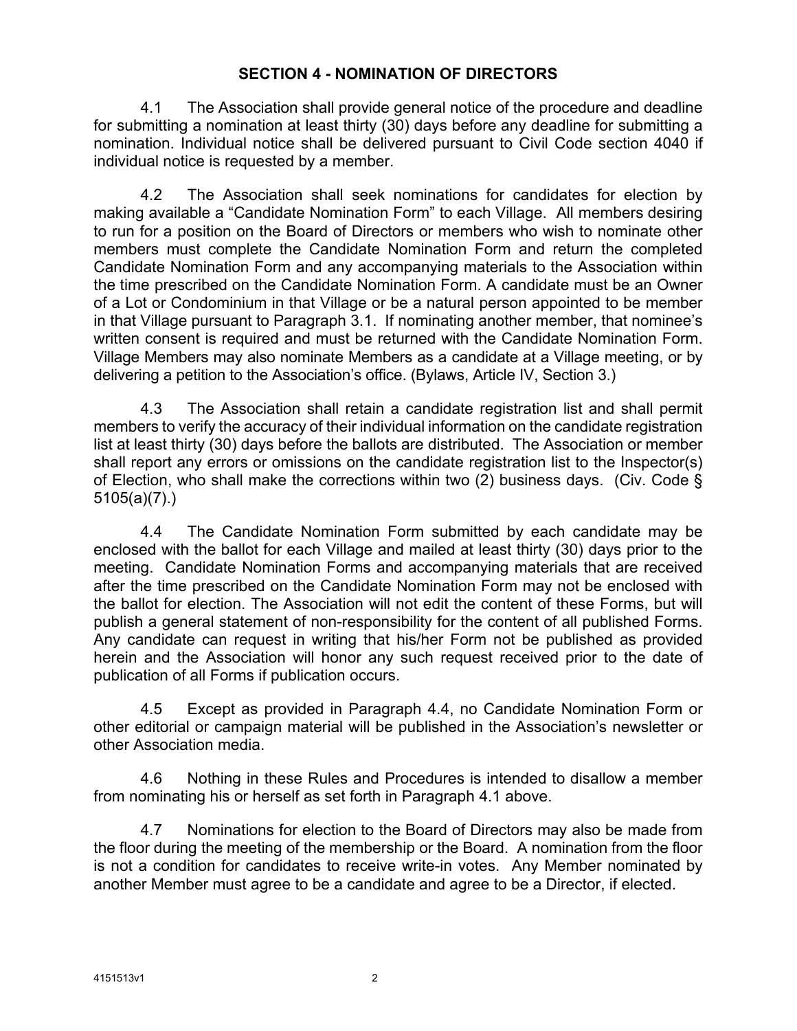## SECTION 4 - NOMINATION OF DIRECTORS

4.1 The Association shall provide general notice of the procedure and deadline for submitting a nomination at least thirty (30) days before any deadline for submitting a nomination. Individual notice shall be delivered pursuant to Civil Code section 4040 if individual notice is requested by a member.

4.2 The Association shall seek nominations for candidates for election by making available a "Candidate Nomination Form" to each Village. All members desiring to run for a position on the Board of Directors or members who wish to nominate other members must complete the Candidate Nomination Form and return the completed Candidate Nomination Form and any accompanying materials to the Association within the time prescribed on the Candidate Nomination Form. A candidate must be an Owner of a Lot or Condominium in that Village or be a natural person appointed to be member in that Village pursuant to Paragraph 3.1. If nominating another member, that nominee's written consent is required and must be returned with the Candidate Nomination Form. Village Members may also nominate Members as a candidate at a Village meeting, or by delivering a petition to the Association's office. (Bylaws, Article IV, Section 3.)

4.3 The Association shall retain a candidate registration list and shall permit members to verify the accuracy of their individual information on the candidate registration list at least thirty (30) days before the ballots are distributed. The Association or member shall report any errors or omissions on the candidate registration list to the Inspector(s) of Election, who shall make the corrections within two (2) business days. (Civ. Code § 5105(a)(7).)

4.4 The Candidate Nomination Form submitted by each candidate may be enclosed with the ballot for each Village and mailed at least thirty (30) days prior to the meeting. Candidate Nomination Forms and accompanying materials that are received after the time prescribed on the Candidate Nomination Form may not be enclosed with the ballot for election. The Association will not edit the content of these Forms, but will publish a general statement of non-responsibility for the content of all published Forms. Any candidate can request in writing that his/her Form not be published as provided herein and the Association will honor any such request received prior to the date of publication of all Forms if publication occurs.

4.5 Except as provided in Paragraph 4.4, no Candidate Nomination Form or other editorial or campaign material will be published in the Association's newsletter or other Association media.

4.6 Nothing in these Rules and Procedures is intended to disallow a member from nominating his or herself as set forth in Paragraph 4.1 above.

4.7 Nominations for election to the Board of Directors may also be made from the floor during the meeting of the membership or the Board. A nomination from the floor is not a condition for candidates to receive write-in votes. Any Member nominated by another Member must agree to be a candidate and agree to be a Director, if elected.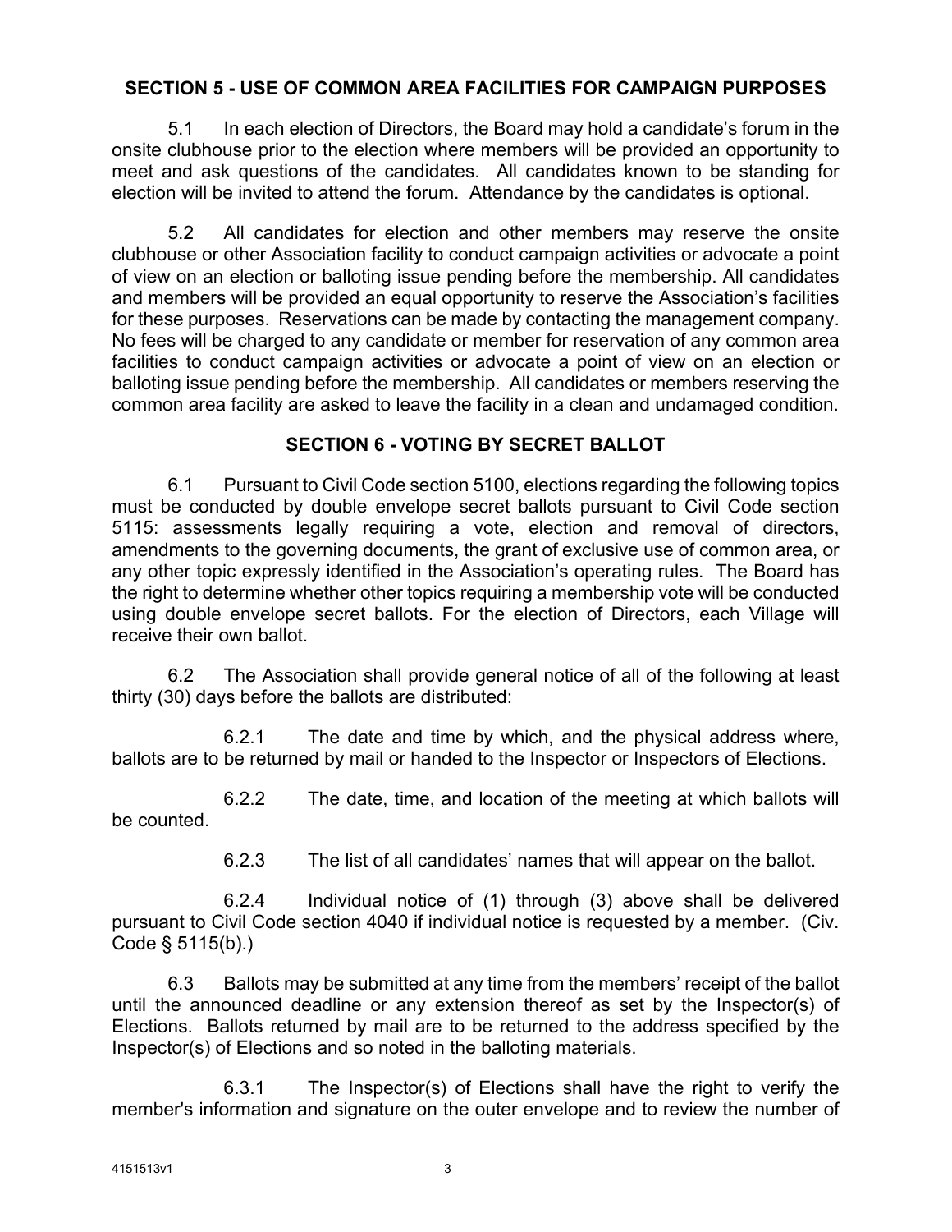## SECTION 5 - USE OF COMMON AREA FACILITIES FOR CAMPAIGN PURPOSES

5.1 In each election of Directors, the Board may hold a candidate's forum in the onsite clubhouse prior to the election where members will be provided an opportunity to meet and ask questions of the candidates. All candidates known to be standing for election will be invited to attend the forum. Attendance by the candidates is optional.

5.2 All candidates for election and other members may reserve the onsite clubhouse or other Association facility to conduct campaign activities or advocate a point of view on an election or balloting issue pending before the membership. All candidates and members will be provided an equal opportunity to reserve the Association's facilities for these purposes. Reservations can be made by contacting the management company. No fees will be charged to any candidate or member for reservation of any common area facilities to conduct campaign activities or advocate a point of view on an election or balloting issue pending before the membership. All candidates or members reserving the common area facility are asked to leave the facility in a clean and undamaged condition.

## SECTION 6 - VOTING BY SECRET BALLOT

6.1 Pursuant to Civil Code section 5100, elections regarding the following topics must be conducted by double envelope secret ballots pursuant to Civil Code section 5115: assessments legally requiring a vote, election and removal of directors, amendments to the governing documents, the grant of exclusive use of common area, or any other topic expressly identified in the Association's operating rules. The Board has the right to determine whether other topics requiring a membership vote will be conducted using double envelope secret ballots. For the election of Directors, each Village will receive their own ballot.

6.2 The Association shall provide general notice of all of the following at least thirty (30) days before the ballots are distributed:

6.2.1 The date and time by which, and the physical address where, ballots are to be returned by mail or handed to the Inspector or Inspectors of Elections.

6.2.2 The date, time, and location of the meeting at which ballots will be counted.

6.2.3 The list of all candidates' names that will appear on the ballot.

6.2.4 Individual notice of (1) through (3) above shall be delivered pursuant to Civil Code section 4040 if individual notice is requested by a member. (Civ. Code § 5115(b).)

6.3 Ballots may be submitted at any time from the members' receipt of the ballot until the announced deadline or any extension thereof as set by the Inspector(s) of Elections. Ballots returned by mail are to be returned to the address specified by the Inspector(s) of Elections and so noted in the balloting materials.

6.3.1 The Inspector(s) of Elections shall have the right to verify the member's information and signature on the outer envelope and to review the number of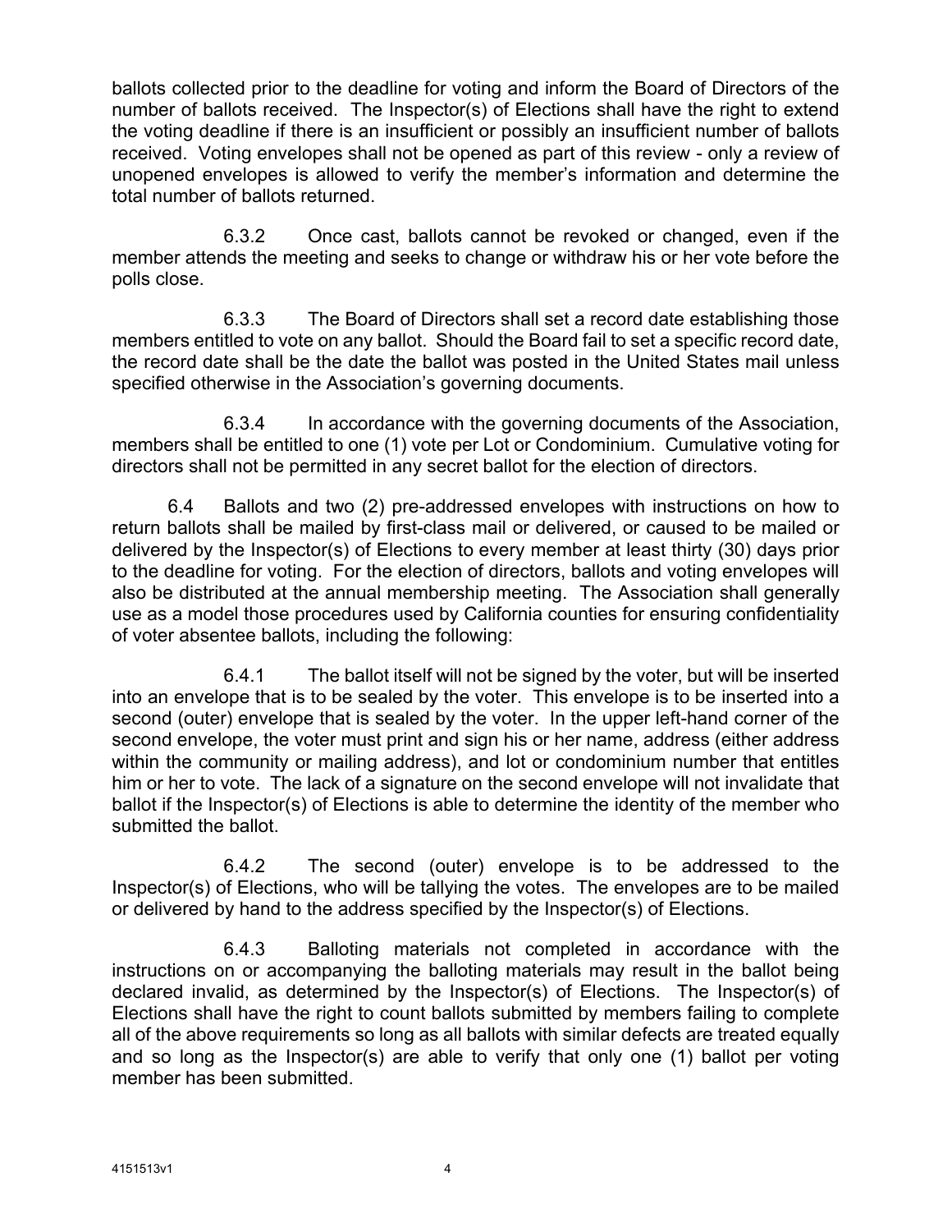ballots collected prior to the deadline for voting and inform the Board of Directors of the number of ballots received. The Inspector(s) of Elections shall have the right to extend the voting deadline if there is an insufficient or possibly an insufficient number of ballots received. Voting envelopes shall not be opened as part of this review - only a review of unopened envelopes is allowed to verify the member's information and determine the total number of ballots returned.

6.3.2 Once cast, ballots cannot be revoked or changed, even if the member attends the meeting and seeks to change or withdraw his or her vote before the polls close.

6.3.3 The Board of Directors shall set a record date establishing those members entitled to vote on any ballot. Should the Board fail to set a specific record date, the record date shall be the date the ballot was posted in the United States mail unless specified otherwise in the Association's governing documents.

6.3.4 In accordance with the governing documents of the Association, members shall be entitled to one (1) vote per Lot or Condominium. Cumulative voting for directors shall not be permitted in any secret ballot for the election of directors.

6.4 Ballots and two (2) pre-addressed envelopes with instructions on how to return ballots shall be mailed by first-class mail or delivered, or caused to be mailed or delivered by the Inspector(s) of Elections to every member at least thirty (30) days prior to the deadline for voting. For the election of directors, ballots and voting envelopes will also be distributed at the annual membership meeting. The Association shall generally use as a model those procedures used by California counties for ensuring confidentiality of voter absentee ballots, including the following:

6.4.1 The ballot itself will not be signed by the voter, but will be inserted into an envelope that is to be sealed by the voter. This envelope is to be inserted into a second (outer) envelope that is sealed by the voter. In the upper left-hand corner of the second envelope, the voter must print and sign his or her name, address (either address within the community or mailing address), and lot or condominium number that entitles him or her to vote. The lack of a signature on the second envelope will not invalidate that ballot if the Inspector(s) of Elections is able to determine the identity of the member who submitted the ballot.

6.4.2 The second (outer) envelope is to be addressed to the Inspector(s) of Elections, who will be tallying the votes. The envelopes are to be mailed or delivered by hand to the address specified by the Inspector(s) of Elections.

6.4.3 Balloting materials not completed in accordance with the instructions on or accompanying the balloting materials may result in the ballot being declared invalid, as determined by the Inspector(s) of Elections. The Inspector(s) of Elections shall have the right to count ballots submitted by members failing to complete all of the above requirements so long as all ballots with similar defects are treated equally and so long as the Inspector(s) are able to verify that only one (1) ballot per voting member has been submitted.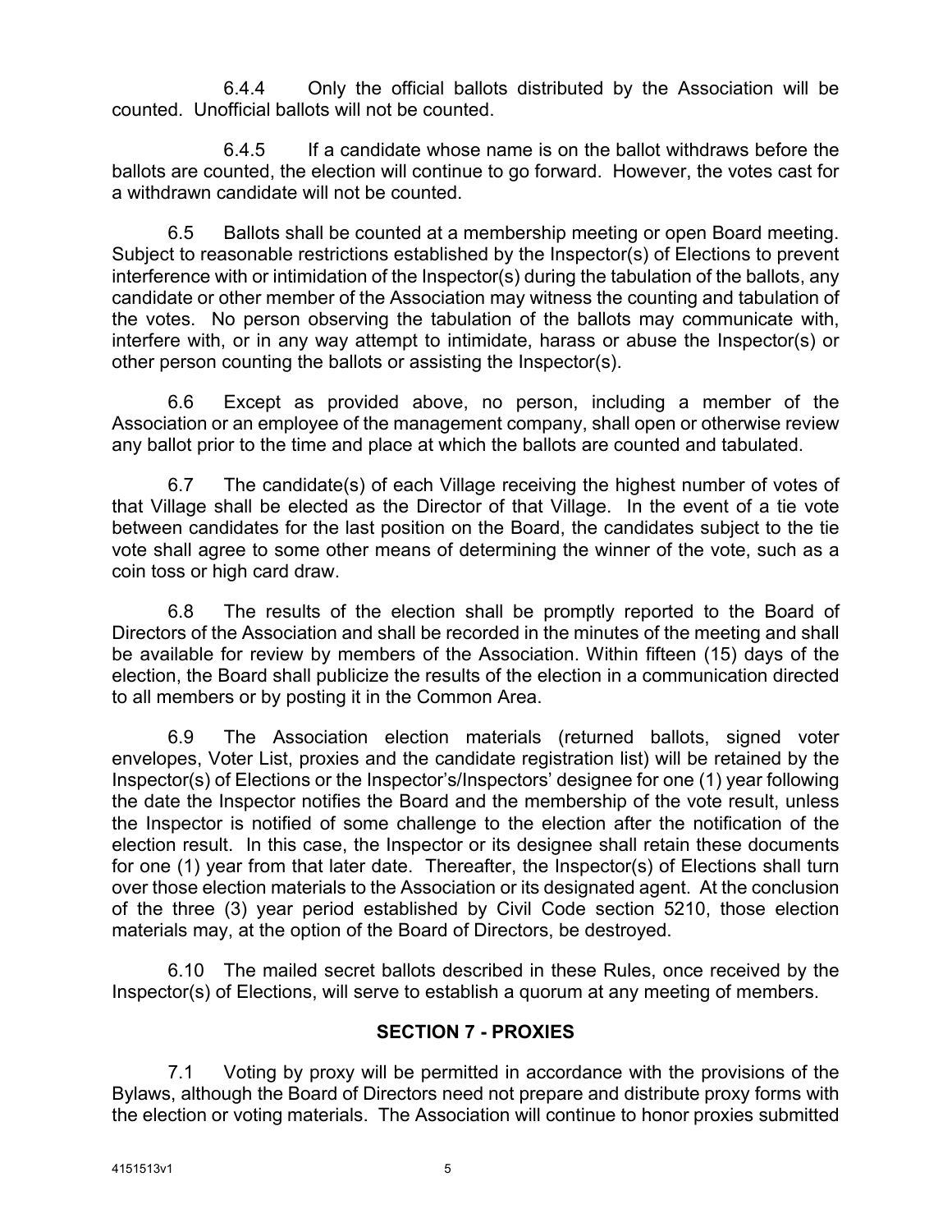6.4.4 Only the official ballots distributed by the Association will be counted. Unofficial ballots will not be counted.

6.4.5 If a candidate whose name is on the ballot withdraws before the ballots are counted, the election will continue to go forward. However, the votes cast for a withdrawn candidate will not be counted.

6.5 Ballots shall be counted at a membership meeting or open Board meeting. Subject to reasonable restrictions established by the Inspector(s) of Elections to prevent interference with or intimidation of the Inspector(s) during the tabulation of the ballots, any candidate or other member of the Association may witness the counting and tabulation of the votes. No person observing the tabulation of the ballots may communicate with, interfere with, or in any way attempt to intimidate, harass or abuse the Inspector(s) or other person counting the ballots or assisting the Inspector(s).

6.6 Except as provided above, no person, including a member of the Association or an employee of the management company, shall open or otherwise review any ballot prior to the time and place at which the ballots are counted and tabulated.

6.7 The candidate(s) of each Village receiving the highest number of votes of that Village shall be elected as the Director of that Village. In the event of a tie vote between candidates for the last position on the Board, the candidates subject to the tie vote shall agree to some other means of determining the winner of the vote, such as a coin toss or high card draw.

6.8 The results of the election shall be promptly reported to the Board of Directors of the Association and shall be recorded in the minutes of the meeting and shall be available for review by members of the Association. Within fifteen (15) days of the election, the Board shall publicize the results of the election in a communication directed to all members or by posting it in the Common Area.

6.9 The Association election materials (returned ballots, signed voter envelopes, Voter List, proxies and the candidate registration list) will be retained by the Inspector(s) of Elections or the Inspector's/Inspectors' designee for one (1) year following the date the Inspector notifies the Board and the membership of the vote result, unless the Inspector is notified of some challenge to the election after the notification of the election result. In this case, the Inspector or its designee shall retain these documents for one (1) year from that later date. Thereafter, the Inspector(s) of Elections shall turn over those election materials to the Association or its designated agent. At the conclusion of the three (3) year period established by Civil Code section 5210, those election materials may, at the option of the Board of Directors, be destroyed.

6.10 The mailed secret ballots described in these Rules, once received by the Inspector(s) of Elections, will serve to establish a quorum at any meeting of members.

## SECTION 7 - PROXIES

7.1 Voting by proxy will be permitted in accordance with the provisions of the Bylaws, although the Board of Directors need not prepare and distribute proxy forms with the election or voting materials. The Association will continue to honor proxies submitted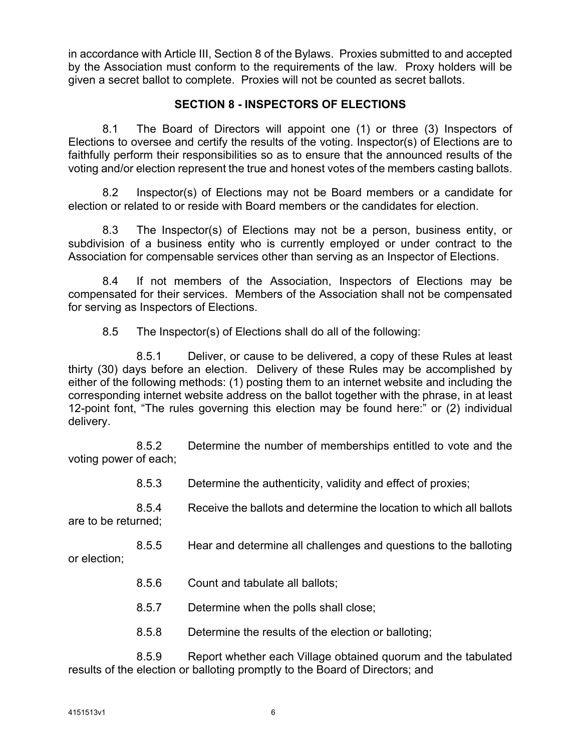in accordance with Article III, Section 8 of the Bylaws. Proxies submitted to and accepted by the Association must conform to the requirements of the law. Proxy holders will be given a secret ballot to complete. Proxies will not be counted as secret ballots.

## SECTION 8 - INSPECTORS OF ELECTIONS

8.1 The Board of Directors will appoint one (1) or three (3) Inspectors of Elections to oversee and certify the results of the voting. Inspector(s) of Elections are to faithfully perform their responsibilities so as to ensure that the announced results of the voting and/or election represent the true and honest votes of the members casting ballots.

8.2 Inspector(s) of Elections may not be Board members or a candidate for election or related to or reside with Board members or the candidates for election.

8.3 The Inspector(s) of Elections may not be a person, business entity, or subdivision of a business entity who is currently employed or under contract to the Association for compensable services other than serving as an Inspector of Elections.

8.4 If not members of the Association, Inspectors of Elections may be compensated for their services. Members of the Association shall not be compensated for serving as Inspectors of Elections.

8.5 The Inspector(s) of Elections shall do all of the following:

8.5.1 Deliver, or cause to be delivered, a copy of these Rules at least thirty (30) days before an election. Delivery of these Rules may be accomplished by either of the following methods: (1) posting them to an internet website and including the corresponding internet website address on the ballot together with the phrase, in at least 12-point font, "The rules governing this election may be found here:" or (2) individual delivery.

8.5.2 Determine the number of memberships entitled to vote and the voting power of each;

8.5.3 Determine the authenticity, validity and effect of proxies;

8.5.4 Receive the ballots and determine the location to which all ballots are to be returned;

8.5.5 Hear and determine all challenges and questions to the balloting or election;

8.5.6 Count and tabulate all ballots;

8.5.7 Determine when the polls shall close;

8.5.8 Determine the results of the election or balloting;

8.5.9 Report whether each Village obtained quorum and the tabulated results of the election or balloting promptly to the Board of Directors; and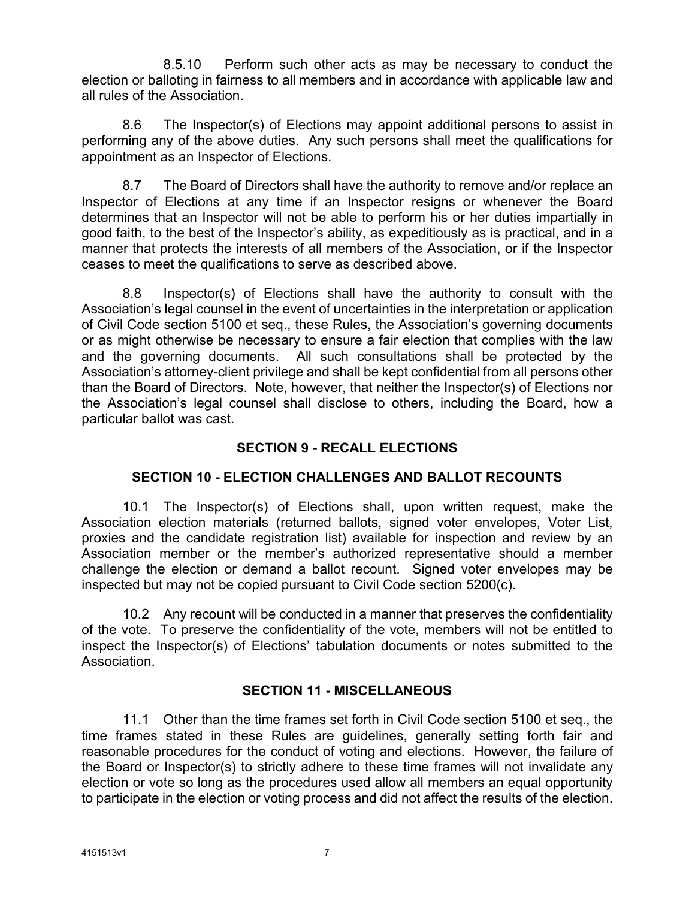8.5.10 Perform such other acts as may be necessary to conduct the election or balloting in fairness to all members and in accordance with applicable law and all rules of the Association.

8.6 The Inspector(s) of Elections may appoint additional persons to assist in performing any of the above duties. Any such persons shall meet the qualifications for appointment as an Inspector of Elections.

8.7 The Board of Directors shall have the authority to remove and/or replace an Inspector of Elections at any time if an Inspector resigns or whenever the Board determines that an Inspector will not be able to perform his or her duties impartially in good faith, to the best of the Inspector's ability, as expeditiously as is practical, and in a manner that protects the interests of all members of the Association, or if the Inspector ceases to meet the qualifications to serve as described above.

8.8 Inspector(s) of Elections shall have the authority to consult with the Association's legal counsel in the event of uncertainties in the interpretation or application of Civil Code section 5100 et seq., these Rules, the Association's governing documents or as might otherwise be necessary to ensure a fair election that complies with the law and the governing documents. All such consultations shall be protected by the Association's attorney-client privilege and shall be kept confidential from all persons other than the Board of Directors. Note, however, that neither the Inspector(s) of Elections nor the Association's legal counsel shall disclose to others, including the Board, how a particular ballot was cast.

## SECTION 9 - RECALL ELECTIONS

## SECTION 10 - ELECTION CHALLENGES AND BALLOT RECOUNTS

10.1 The Inspector(s) of Elections shall, upon written request, make the Association election materials (returned ballots, signed voter envelopes, Voter List, proxies and the candidate registration list) available for inspection and review by an Association member or the member's authorized representative should a member challenge the election or demand a ballot recount. Signed voter envelopes may be inspected but may not be copied pursuant to Civil Code section 5200(c).

10.2 Any recount will be conducted in a manner that preserves the confidentiality of the vote. To preserve the confidentiality of the vote, members will not be entitled to inspect the Inspector(s) of Elections' tabulation documents or notes submitted to the Association.

## SECTION 11 - MISCELLANEOUS

11.1 Other than the time frames set forth in Civil Code section 5100 et seq., the time frames stated in these Rules are guidelines, generally setting forth fair and reasonable procedures for the conduct of voting and elections. However, the failure of the Board or Inspector(s) to strictly adhere to these time frames will not invalidate any election or vote so long as the procedures used allow all members an equal opportunity to participate in the election or voting process and did not affect the results of the election.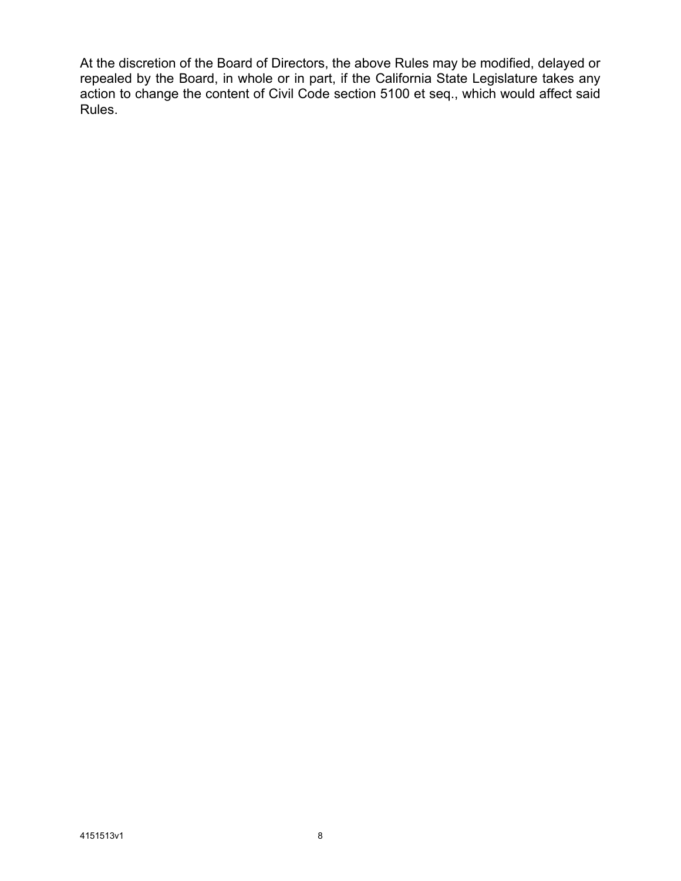At the discretion of the Board of Directors, the above Rules may be modified, delayed or repealed by the Board, in whole or in part, if the California State Legislature takes any action to change the content of Civil Code section 5100 et seq., which would affect said Rules.